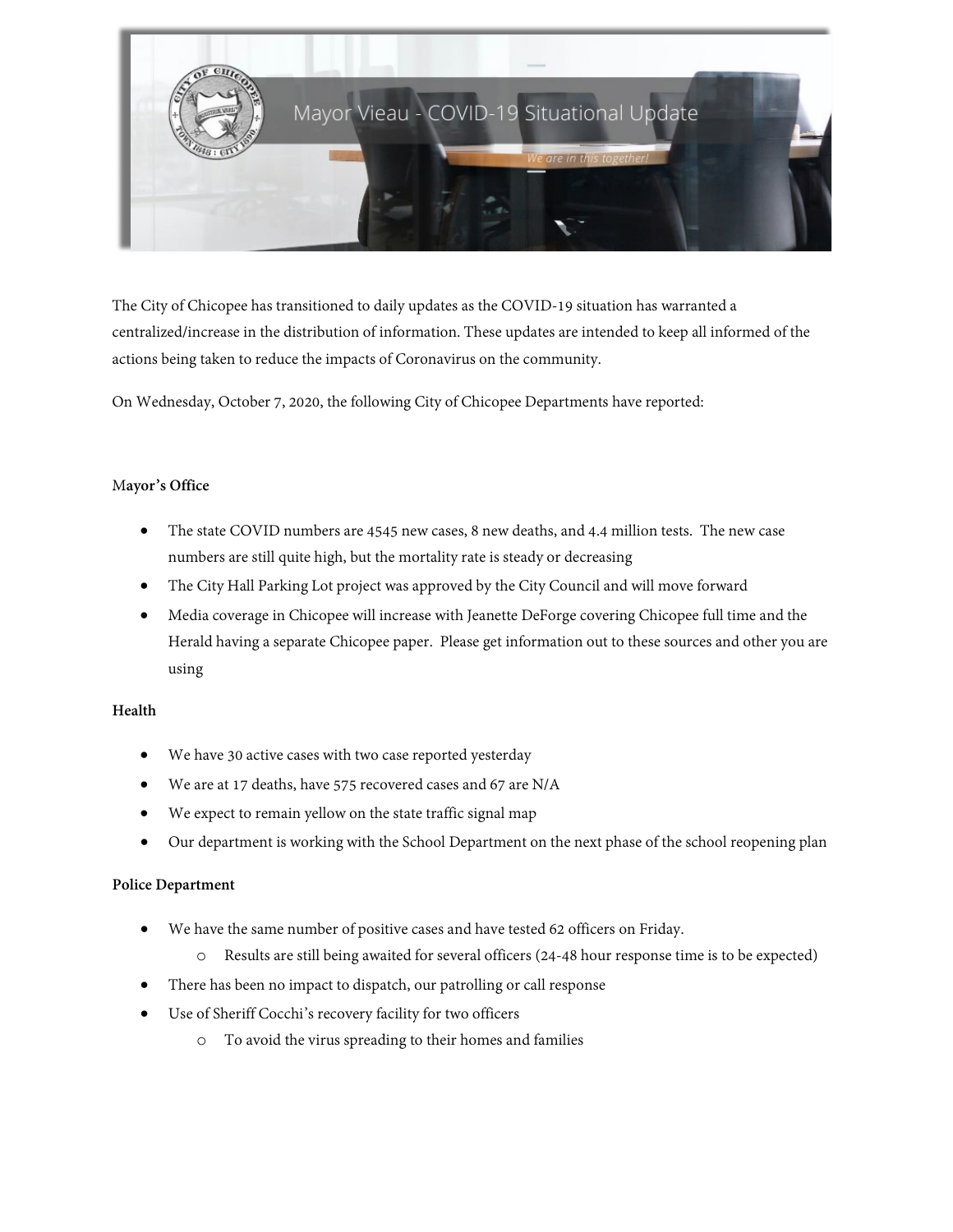# Mayor Vieau - COVID-19 Situational Update

*We are in this together!*

The City of Chicopee has transitioned to daily updates as the COVID-19 situation has warranted a centralized/increase in the distribution of information. These updates are intended to keep all informed of the actions being taken to reduce the impacts of Coronavirus on the community.

On Wednesday, October 7, 2020, the following City of Chicopee Departments have reported:

**Mayor's Office**

- The state COVID numbers are 4545 new cases, 8 new deaths, and 4.4 million tests. The new case numbers are still quite high, but the mortality rate is steady or decreasing
- The City Hall Parking Lot project was approved by the City Council and will move forward
- Media coverage in Chicopee will increase with Jeanette DeForge covering Chicopee full time and the Herald having a separate Chicopee paper. Please get information out to these sources and other you are using

**Health**

- We have 30 active cases with two case reported yesterday
- We are at 17 deaths, have 575 recovered cases and 67 are N/A
- We expect to remain yellow on the state traffic signal map
- Our department is working with the School Department on the next phase of the school reopening plan

**Police Department**

- We have the same number of positive cases and have tested 62 officers on Friday.
  - Results are still being awaited for several officers (24-48 hour response time is to be expected)
- There has been no impact to dispatch, our patrolling or call response
- Use of Sheriff Cocchi's recovery facility for two officers
  - To avoid the virus spreading to their homes and families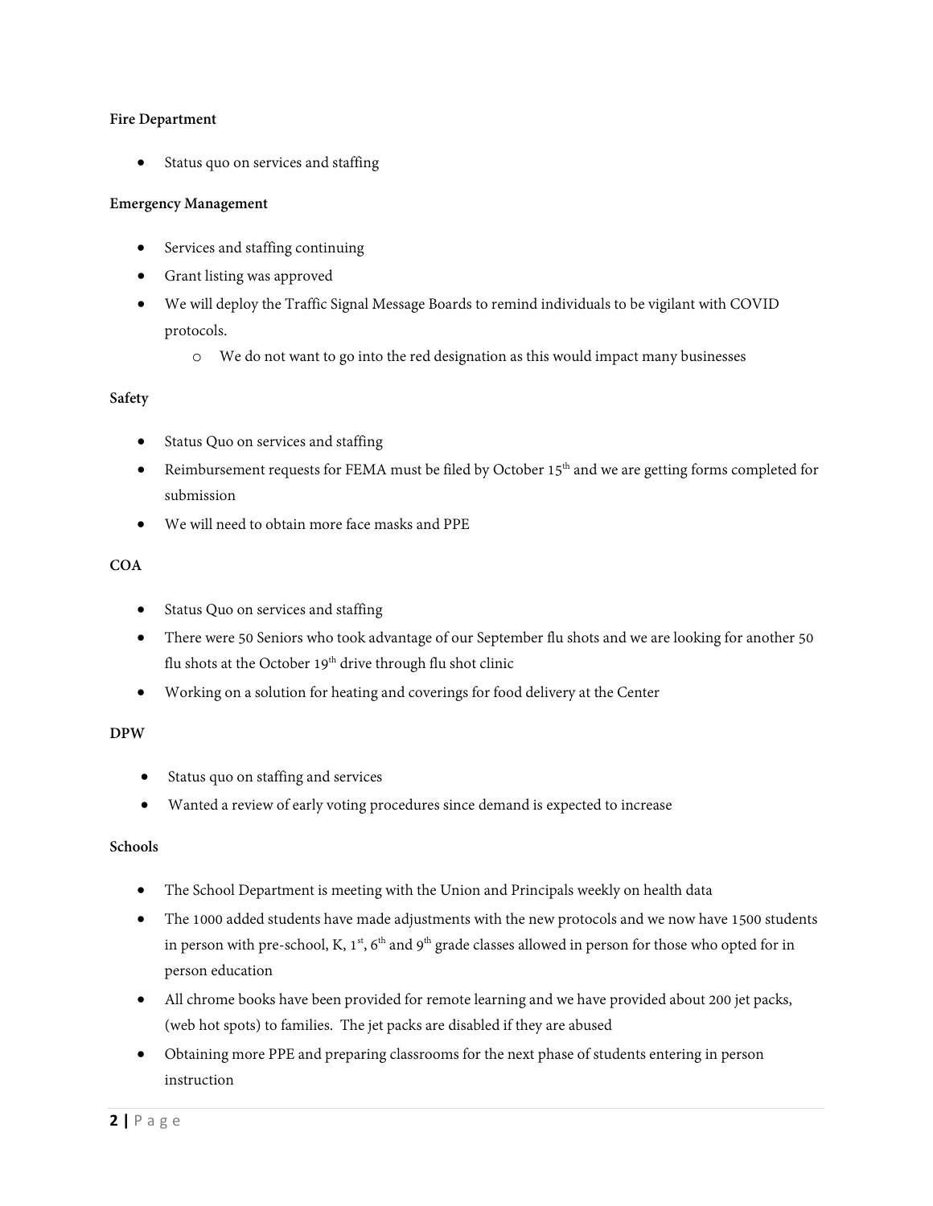**Fire Department**

- Status quo on services and staffing

**Emergency Management**

- Services and staffing continuing
- Grant listing was approved
- We will deploy the Traffic Signal Message Boards to remind individuals to be vigilant with COVID protocols.
    - We do not want to go into the red designation as this would impact many businesses

**Safety**

- Status Quo on services and staffing
- Reimbursement requests for FEMA must be filed by October 15th and we are getting forms completed for submission
- We will need to obtain more face masks and PPE

**COA**

- Status Quo on services and staffing
- There were 50 Seniors who took advantage of our September flu shots and we are looking for another 50 flu shots at the October 19th drive through flu shot clinic
- Working on a solution for heating and coverings for food delivery at the Center

**DPW**

- Status quo on staffing and services
- Wanted a review of early voting procedures since demand is expected to increase

**Schools**

- The School Department is meeting with the Union and Principals weekly on health data
- The 1000 added students have made adjustments with the new protocols and we now have 1500 students in person with pre-school, K, 1st, 6th and 9th grade classes allowed in person for those who opted for in person education
- All chrome books have been provided for remote learning and we have provided about 200 jet packs, (web hot spots) to families. The jet packs are disabled if they are abused
- Obtaining more PPE and preparing classrooms for the next phase of students entering in person instruction